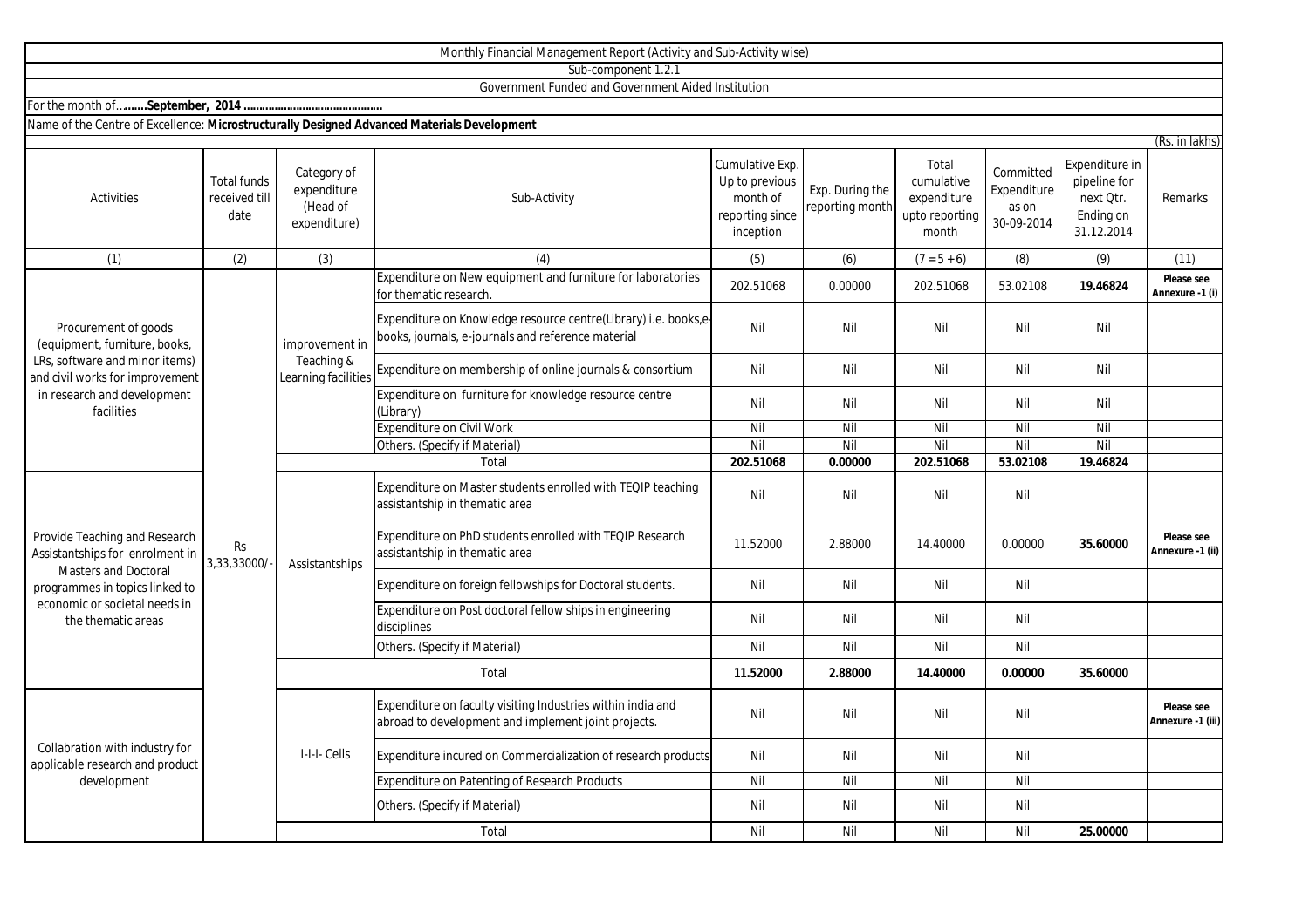Monthly Financial Management Report (Activity and Sub-Activity wise)

Sub-component 1.2.1

Government Funded and Government Aided Institution

For the month of……**September, 2014 …………………………………**

Name of the Centre of Excellence: **Microstructurally Designed Advanced Materials Development**

(Rs. in lakhs)

| Activities | Total funds received till date | Category of expenditure (Head of expenditure) | Sub-Activity | Cumulative Exp. Up to previous month of reporting since inception | Exp. During the reporting month | Total cumulative expenditure upto reporting month | Committed Expenditure as on 30-09-2014 | Expenditure in pipeline for next Qtr. Ending on 31.12.2014 | Remarks |
|---|---|---|---|---|---|---|---|---|---|
| (1) | (2) | (3) | (4) | (5) | (6) | (7 = 5 + 6) | (8) | (9) | (11) |
| Procurement of goods (equipment, furniture, books, LRs, software and minor items) and civil works for improvement in research and development facilities | Rs 3,33,33000/- | improvement in Teaching & Learning facilities | Expenditure on New equipment and furniture for laboratories for thematic research. | 202.51068 | 0.00000 | 202.51068 | 53.02108 | **19.46824** | **Please see Annexure -1 (i)** |
| | | | Expenditure on Knowledge resource centre(Library) i.e. books,e-books, journals, e-journals and reference material | Nil | Nil | Nil | Nil | Nil | |
| | | | Expenditure on membership of online journals & consortium | Nil | Nil | Nil | Nil | Nil | |
| | | | Expenditure on furniture for knowledge resource centre (Library) | Nil | Nil | Nil | Nil | Nil | |
| | | | Expenditure on Civil Work | Nil | Nil | Nil | Nil | Nil | |
| | | | Others. (Specify if Material) | Nil | Nil | Nil | Nil | Nil | |
| | | | Total | **202.51068** | **0.00000** | **202.51068** | **53.02108** | **19.46824** | |
| Provide Teaching and Research Assistantships for enrolment in Masters and Doctoral programmes in topics linked to economic or societal needs in the thematic areas | | Assistantships | Expenditure on Master students enrolled with TEQIP teaching assistantship in thematic area | Nil | Nil | Nil | Nil | | |
| | | | Expenditure on PhD students enrolled with TEQIP Research assistantship in thematic area | 11.52000 | 2.88000 | 14.40000 | 0.00000 | **35.60000** | **Please see Annexure -1 (ii)** |
| | | | Expenditure on foreign fellowships for Doctoral students. | Nil | Nil | Nil | Nil | | |
| | | | Expenditure on Post doctoral fellow ships in engineering disciplines | Nil | Nil | Nil | Nil | | |
| | | | Others. (Specify if Material) | Nil | Nil | Nil | Nil | | |
| | | | Total | **11.52000** | **2.88000** | **14.40000** | **0.00000** | **35.60000** | |
| Collabration with industry for applicable research and product development | | I-I-I- Cells | Expenditure on faculty visiting Industries within india and abroad to development and implement joint projects. | Nil | Nil | Nil | Nil | | **Please see Annexure -1 (iii)** |
| | | | Expenditure incured on Commercialization of research products | Nil | Nil | Nil | Nil | | |
| | | | Expenditure on Patenting of Research Products | Nil | Nil | Nil | Nil | | |
| | | | Others. (Specify if Material) | Nil | Nil | Nil | Nil | | |
| | | | Total | Nil | Nil | Nil | Nil | **25.00000** | |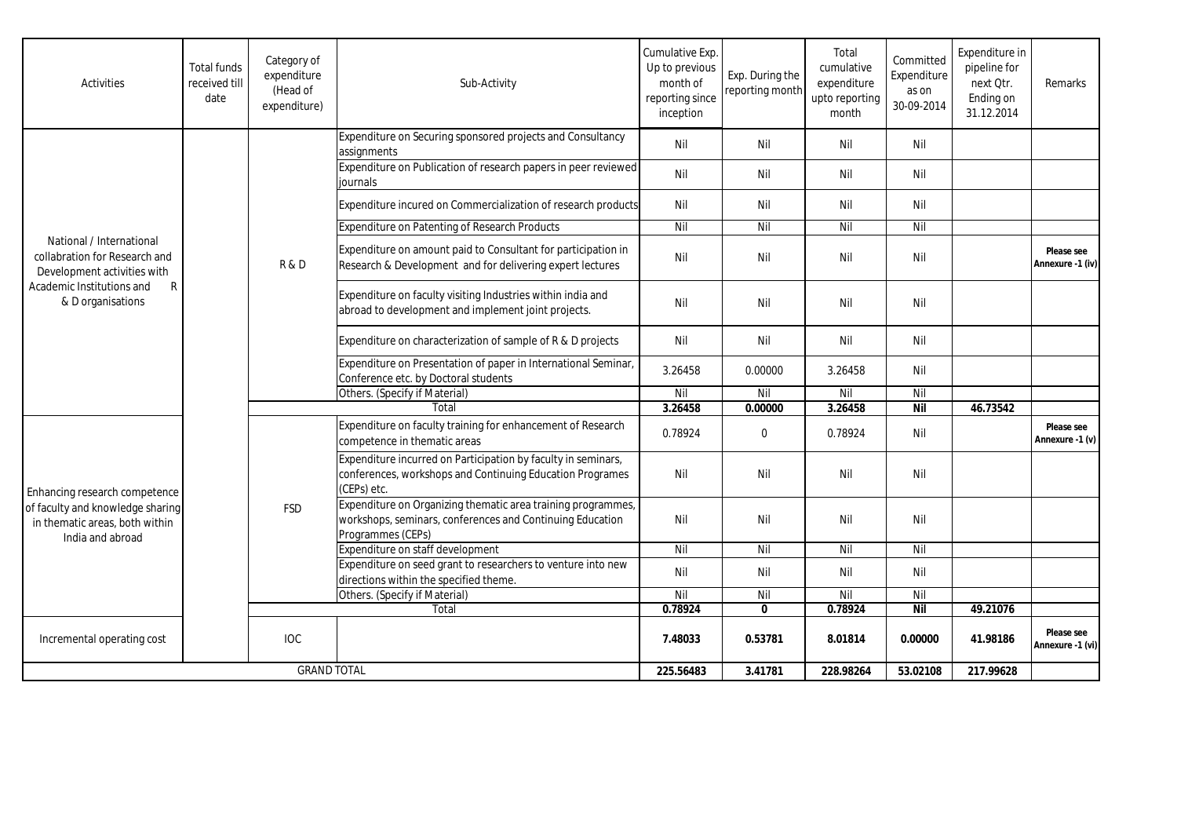| Activities | Total funds received till date | Category of expenditure (Head of expenditure) | Sub-Activity | Cumulative Exp. Up to previous month of reporting since inception | Exp. During the reporting month | Total cumulative expenditure upto reporting month | Committed Expenditure as on 30-09-2014 | Expenditure in pipeline for next Qtr. Ending on 31.12.2014 | Remarks |
|---|---|---|---|---|---|---|---|---|---|
| National / International collabration for Research and Development activities with Academic Institutions and R & D organisations | | R & D | Expenditure on Securing sponsored projects and Consultancy assignments | Nil | Nil | Nil | Nil | | |
| | | | Expenditure on Publication of research papers in peer reviewed journals | Nil | Nil | Nil | Nil | | |
| | | | Expenditure incured on Commercialization of research products | Nil | Nil | Nil | Nil | | |
| | | | Expenditure on Patenting of Research Products | Nil | Nil | Nil | Nil | | |
| | | | Expenditure on amount paid to Consultant for participation in Research & Development and for delivering expert lectures | Nil | Nil | Nil | Nil | | **Please see Annexure -1 (iv)** |
| | | | Expenditure on faculty visiting Industries within india and abroad to development and implement joint projects. | Nil | Nil | Nil | Nil | | |
| | | | Expenditure on characterization of sample of R & D projects | Nil | Nil | Nil | Nil | | |
| | | | Expenditure on Presentation of paper in International Seminar, Conference etc. by Doctoral students | 3.26458 | 0.00000 | 3.26458 | Nil | | |
| | | | Others. (Specify if Material) | Nil | Nil | Nil | Nil | | |
| | | | Total | **3.26458** | **0.00000** | **3.26458** | **Nil** | **46.73542** | |
| Enhancing research competence of faculty and knowledge sharing in thematic areas, both within India and abroad | | FSD | Expenditure on faculty training for enhancement of Research competence in thematic areas | 0.78924 | 0 | 0.78924 | Nil | | **Please see Annexure -1 (v)** |
| | | | Expenditure incurred on Participation by faculty in seminars, conferences, workshops and Continuing Education Programes (CEPs) etc. | Nil | Nil | Nil | Nil | | |
| | | | Expenditure on Organizing thematic area training programmes, workshops, seminars, conferences and Continuing Education Programmes (CEPs) | Nil | Nil | Nil | Nil | | |
| | | | Expenditure on staff development | Nil | Nil | Nil | Nil | | |
| | | | Expenditure on seed grant to researchers to venture into new directions within the specified theme. | Nil | Nil | Nil | Nil | | |
| | | | Others. (Specify if Material) | Nil | Nil | Nil | Nil | | |
| | | | Total | **0.78924** | **0** | **0.78924** | **Nil** | **49.21076** | |
| Incremental operating cost | | IOC | | **7.48033** | **0.53781** | **8.01814** | **0.00000** | **41.98186** | **Please see Annexure -1 (vi)** |
| GRAND TOTAL | | | | **225.56483** | **3.41781** | **228.98264** | **53.02108** | **217.99628** | |